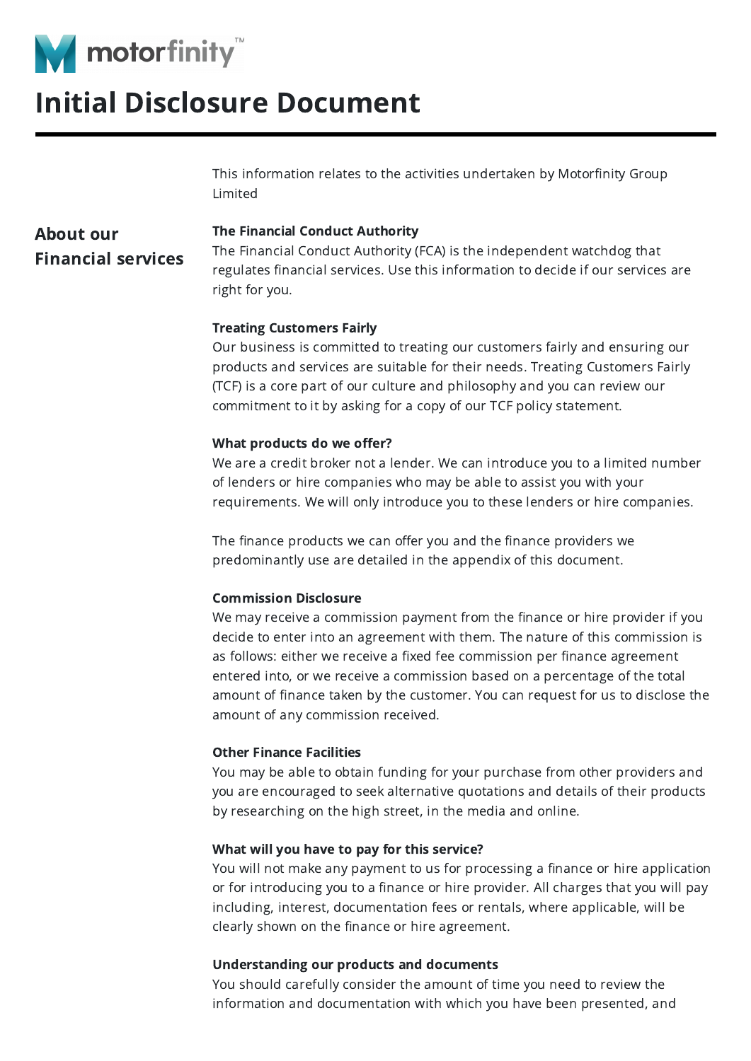motorfinity™

# Initial Disclosure Document

This information relates to the activities undertaken by Motorfinity Group Limited

## About our Financial services

**The Financial Conduct Authority**
The Financial Conduct Authority (FCA) is the independent watchdog that regulates financial services. Use this information to decide if our services are right for you.

**Treating Customers Fairly**
Our business is committed to treating our customers fairly and ensuring our products and services are suitable for their needs. Treating Customers Fairly (TCF) is a core part of our culture and philosophy and you can review our commitment to it by asking for a copy of our TCF policy statement.

**What products do we offer?**
We are a credit broker not a lender. We can introduce you to a limited number of lenders or hire companies who may be able to assist you with your requirements. We will only introduce you to these lenders or hire companies.

The finance products we can offer you and the finance providers we predominantly use are detailed in the appendix of this document.

**Commission Disclosure**
We may receive a commission payment from the finance or hire provider if you decide to enter into an agreement with them. The nature of this commission is as follows: either we receive a fixed fee commission per finance agreement entered into, or we receive a commission based on a percentage of the total amount of finance taken by the customer. You can request for us to disclose the amount of any commission received.

**Other Finance Facilities**
You may be able to obtain funding for your purchase from other providers and you are encouraged to seek alternative quotations and details of their products by researching on the high street, in the media and online.

**What will you have to pay for this service?**
You will not make any payment to us for processing a finance or hire application or for introducing you to a finance or hire provider. All charges that you will pay including, interest, documentation fees or rentals, where applicable, will be clearly shown on the finance or hire agreement.

**Understanding our products and documents**
You should carefully consider the amount of time you need to review the information and documentation with which you have been presented, and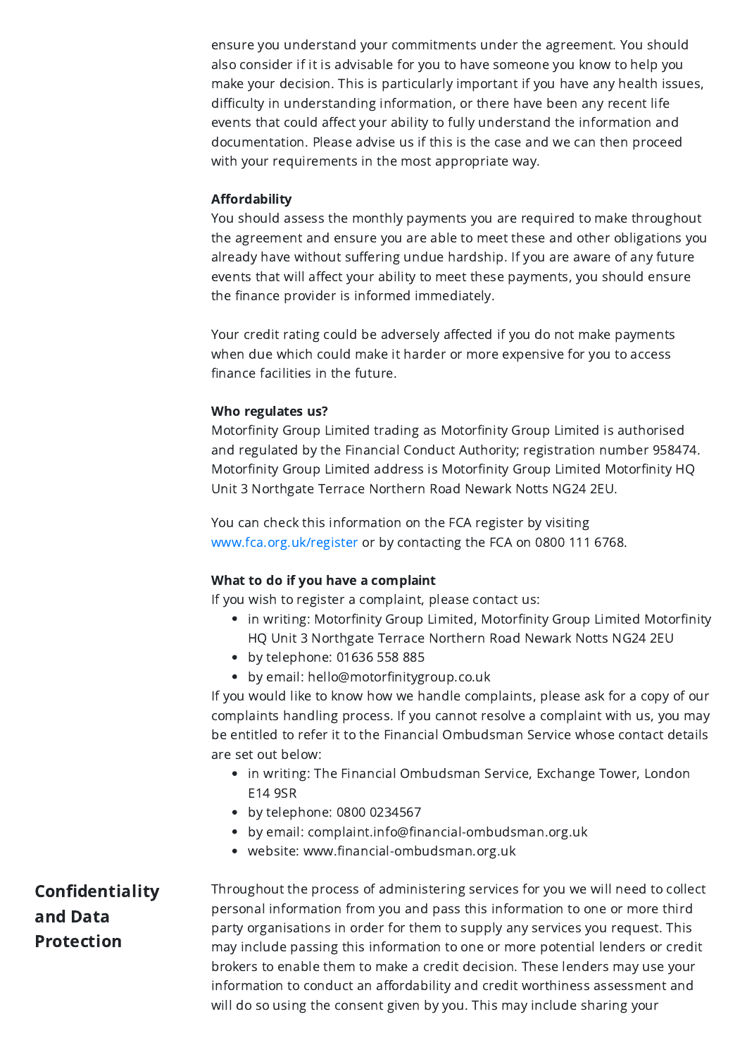ensure you understand your commitments under the agreement. You should also consider if it is advisable for you to have someone you know to help you make your decision. This is particularly important if you have any health issues, difficulty in understanding information, or there have been any recent life events that could affect your ability to fully understand the information and documentation. Please advise us if this is the case and we can then proceed with your requirements in the most appropriate way.

**Affordability**

You should assess the monthly payments you are required to make throughout the agreement and ensure you are able to meet these and other obligations you already have without suffering undue hardship. If you are aware of any future events that will affect your ability to meet these payments, you should ensure the finance provider is informed immediately.

Your credit rating could be adversely affected if you do not make payments when due which could make it harder or more expensive for you to access finance facilities in the future.

**Who regulates us?**

Motorfinity Group Limited trading as Motorfinity Group Limited is authorised and regulated by the Financial Conduct Authority; registration number 958474. Motorfinity Group Limited address is Motorfinity Group Limited Motorfinity HQ Unit 3 Northgate Terrace Northern Road Newark Notts NG24 2EU.

You can check this information on the FCA register by visiting www.fca.org.uk/register or by contacting the FCA on 0800 111 6768.

**What to do if you have a complaint**

If you wish to register a complaint, please contact us:

- in writing: Motorfinity Group Limited, Motorfinity Group Limited Motorfinity HQ Unit 3 Northgate Terrace Northern Road Newark Notts NG24 2EU
- by telephone: 01636 558 885
- by email: hello@motorfinitygroup.co.uk

If you would like to know how we handle complaints, please ask for a copy of our complaints handling process. If you cannot resolve a complaint with us, you may be entitled to refer it to the Financial Ombudsman Service whose contact details are set out below:

- in writing: The Financial Ombudsman Service, Exchange Tower, London E14 9SR
- by telephone: 0800 0234567
- by email: complaint.info@financial-ombudsman.org.uk
- website: www.financial-ombudsman.org.uk

## Confidentiality and Data Protection

Throughout the process of administering services for you we will need to collect personal information from you and pass this information to one or more third party organisations in order for them to supply any services you request. This may include passing this information to one or more potential lenders or credit brokers to enable them to make a credit decision. These lenders may use your information to conduct an affordability and credit worthiness assessment and will do so using the consent given by you. This may include sharing your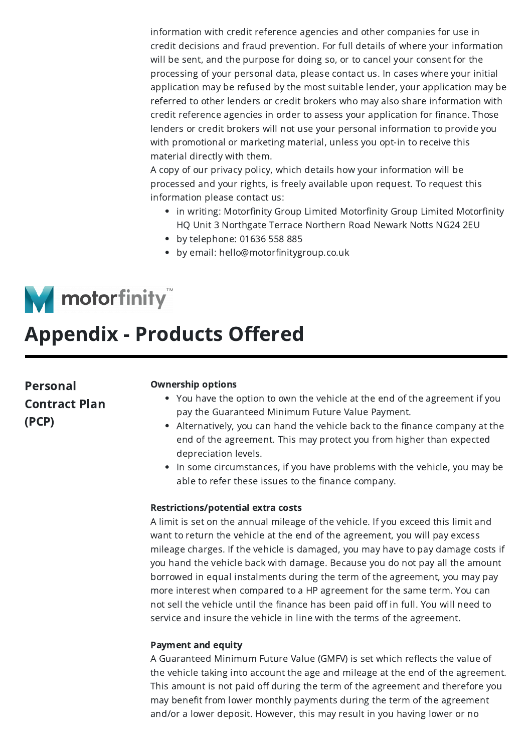information with credit reference agencies and other companies for use in credit decisions and fraud prevention. For full details of where your information will be sent, and the purpose for doing so, or to cancel your consent for the processing of your personal data, please contact us. In cases where your initial application may be refused by the most suitable lender, your application may be referred to other lenders or credit brokers who may also share information with credit reference agencies in order to assess your application for finance. Those lenders or credit brokers will not use your personal information to provide you with promotional or marketing material, unless you opt-in to receive this material directly with them.

A copy of our privacy policy, which details how your information will be processed and your rights, is freely available upon request. To request this information please contact us:

- in writing: Motorfinity Group Limited Motorfinity Group Limited Motorfinity HQ Unit 3 Northgate Terrace Northern Road Newark Notts NG24 2EU
- by telephone: 01636 558 885
- by email: hello@motorfinitygroup.co.uk

motorfinity™

# Appendix - Products Offered

## Personal Contract Plan (PCP)

**Ownership options**

- You have the option to own the vehicle at the end of the agreement if you pay the Guaranteed Minimum Future Value Payment.
- Alternatively, you can hand the vehicle back to the finance company at the end of the agreement. This may protect you from higher than expected depreciation levels.
- In some circumstances, if you have problems with the vehicle, you may be able to refer these issues to the finance company.

**Restrictions/potential extra costs**

A limit is set on the annual mileage of the vehicle. If you exceed this limit and want to return the vehicle at the end of the agreement, you will pay excess mileage charges. If the vehicle is damaged, you may have to pay damage costs if you hand the vehicle back with damage. Because you do not pay all the amount borrowed in equal instalments during the term of the agreement, you may pay more interest when compared to a HP agreement for the same term. You can not sell the vehicle until the finance has been paid off in full. You will need to service and insure the vehicle in line with the terms of the agreement.

**Payment and equity**

A Guaranteed Minimum Future Value (GMFV) is set which reflects the value of the vehicle taking into account the age and mileage at the end of the agreement. This amount is not paid off during the term of the agreement and therefore you may benefit from lower monthly payments during the term of the agreement and/or a lower deposit. However, this may result in you having lower or no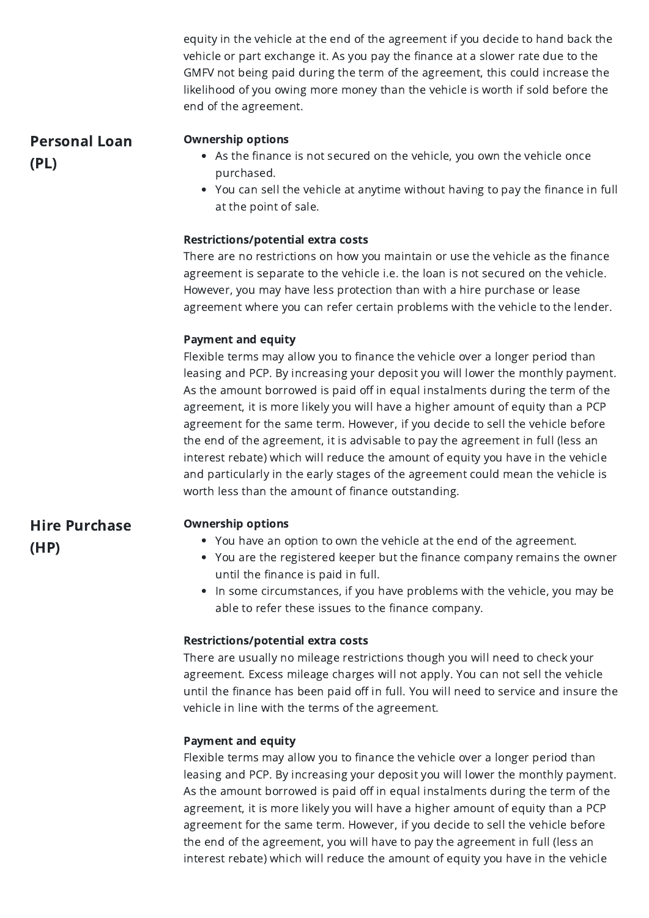equity in the vehicle at the end of the agreement if you decide to hand back the vehicle or part exchange it. As you pay the finance at a slower rate due to the GMFV not being paid during the term of the agreement, this could increase the likelihood of you owing more money than the vehicle is worth if sold before the end of the agreement.

## Personal Loan (PL)

**Ownership options**

- As the finance is not secured on the vehicle, you own the vehicle once purchased.
- You can sell the vehicle at anytime without having to pay the finance in full at the point of sale.

**Restrictions/potential extra costs**

There are no restrictions on how you maintain or use the vehicle as the finance agreement is separate to the vehicle i.e. the loan is not secured on the vehicle. However, you may have less protection than with a hire purchase or lease agreement where you can refer certain problems with the vehicle to the lender.

**Payment and equity**

Flexible terms may allow you to finance the vehicle over a longer period than leasing and PCP. By increasing your deposit you will lower the monthly payment. As the amount borrowed is paid off in equal instalments during the term of the agreement, it is more likely you will have a higher amount of equity than a PCP agreement for the same term. However, if you decide to sell the vehicle before the end of the agreement, it is advisable to pay the agreement in full (less an interest rebate) which will reduce the amount of equity you have in the vehicle and particularly in the early stages of the agreement could mean the vehicle is worth less than the amount of finance outstanding.

## Hire Purchase (HP)

**Ownership options**

- You have an option to own the vehicle at the end of the agreement.
- You are the registered keeper but the finance company remains the owner until the finance is paid in full.
- In some circumstances, if you have problems with the vehicle, you may be able to refer these issues to the finance company.

**Restrictions/potential extra costs**

There are usually no mileage restrictions though you will need to check your agreement. Excess mileage charges will not apply. You can not sell the vehicle until the finance has been paid off in full. You will need to service and insure the vehicle in line with the terms of the agreement.

**Payment and equity**

Flexible terms may allow you to finance the vehicle over a longer period than leasing and PCP. By increasing your deposit you will lower the monthly payment. As the amount borrowed is paid off in equal instalments during the term of the agreement, it is more likely you will have a higher amount of equity than a PCP agreement for the same term. However, if you decide to sell the vehicle before the end of the agreement, you will have to pay the agreement in full (less an interest rebate) which will reduce the amount of equity you have in the vehicle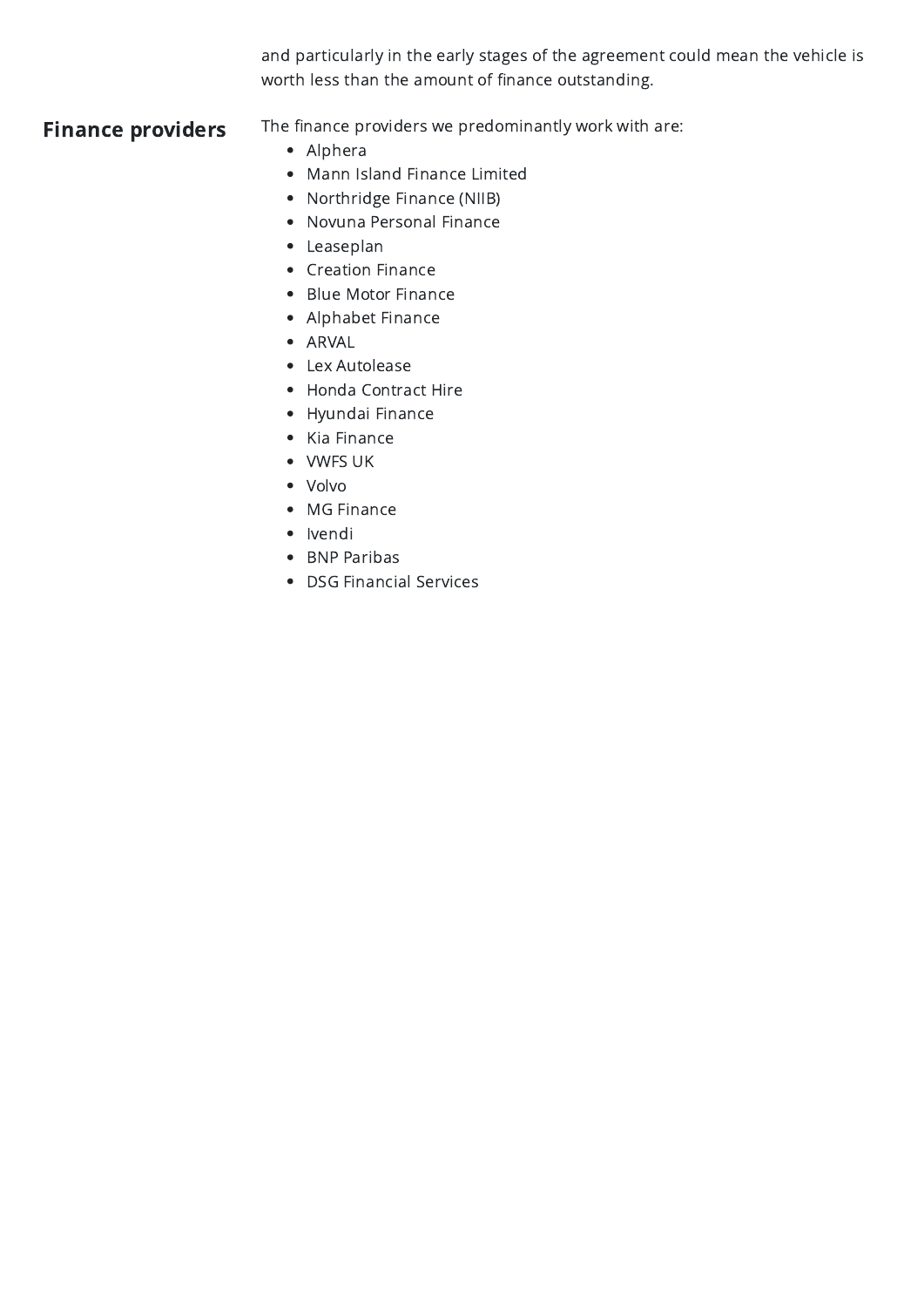and particularly in the early stages of the agreement could mean the vehicle is worth less than the amount of finance outstanding.

## Finance providers

The finance providers we predominantly work with are:

- Alphera
- Mann Island Finance Limited
- Northridge Finance (NIIB)
- Novuna Personal Finance
- Leaseplan
- Creation Finance
- Blue Motor Finance
- Alphabet Finance
- ARVAL
- Lex Autolease
- Honda Contract Hire
- Hyundai Finance
- Kia Finance
- VWFS UK
- Volvo
- MG Finance
- Ivendi
- BNP Paribas
- DSG Financial Services